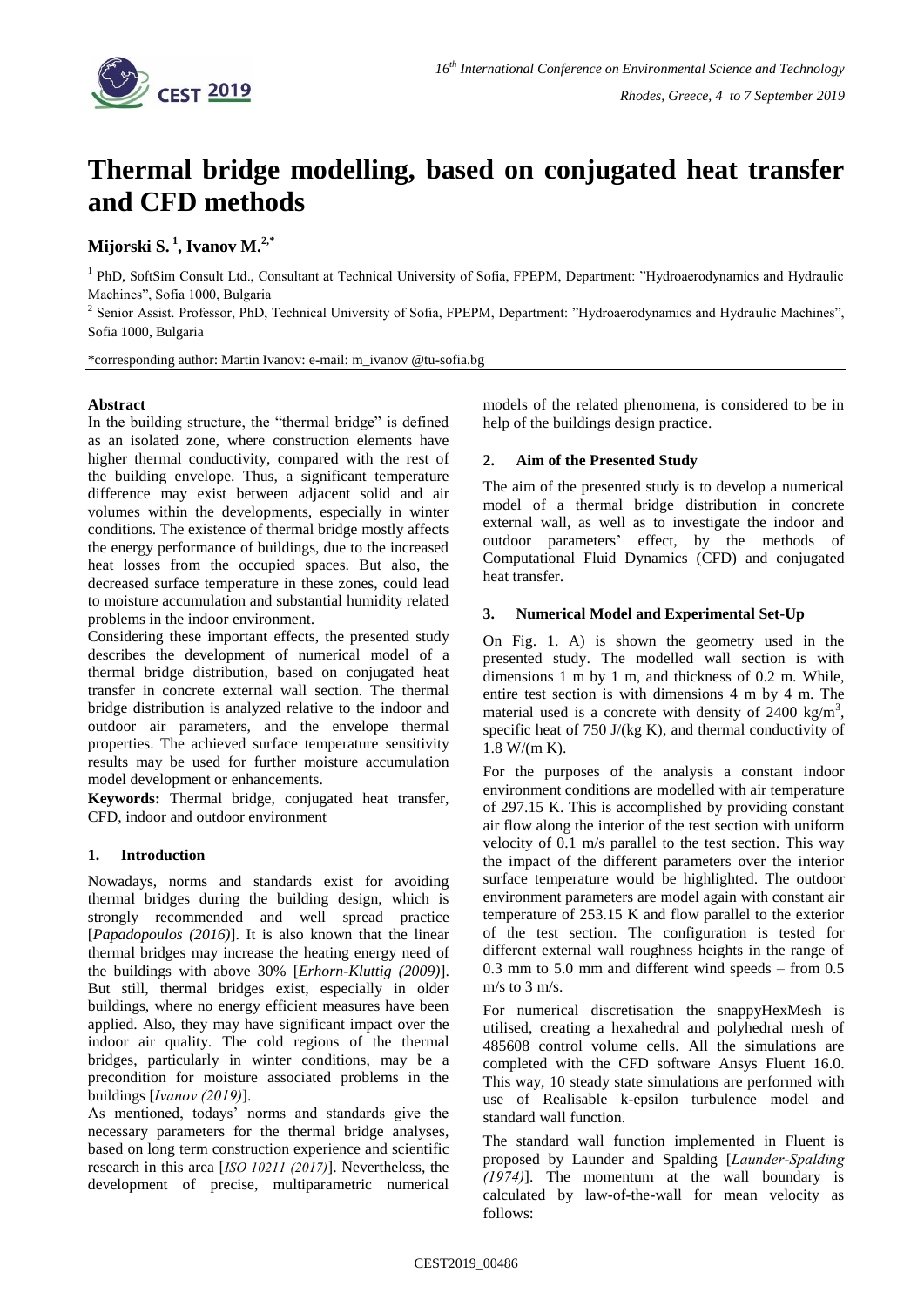# Thermal bridge modelling, based on conjugated heat transfer and CFD methods

**Mijorski S.[1], Ivanov M.[2,*]**

[1] PhD, SoftSim Consult Ltd., Consultant at Technical University of Sofia, FPEPM, Department: "Hydroaerodynamics and Hydraulic Machines", Sofia 1000, Bulgaria

[2] Senior Assist. Professor, PhD, Technical University of Sofia, FPEPM, Department: "Hydroaerodynamics and Hydraulic Machines", Sofia 1000, Bulgaria

*corresponding author: Martin Ivanov: e-mail: m_ivanov @tu-sofia.bg

**Abstract**

In the building structure, the "thermal bridge" is defined as an isolated zone, where construction elements have higher thermal conductivity, compared with the rest of the building envelope. Thus, a significant temperature difference may exist between adjacent solid and air volumes within the developments, especially in winter conditions. The existence of thermal bridge mostly affects the energy performance of buildings, due to the increased heat losses from the occupied spaces. But also, the decreased surface temperature in these zones, could lead to moisture accumulation and substantial humidity related problems in the indoor environment.

Considering these important effects, the presented study describes the development of numerical model of a thermal bridge distribution, based on conjugated heat transfer in concrete external wall section. The thermal bridge distribution is analyzed relative to the indoor and outdoor air parameters, and the envelope thermal properties. The achieved surface temperature sensitivity results may be used for further moisture accumulation model development or enhancements.

**Keywords:** Thermal bridge, conjugated heat transfer, CFD, indoor and outdoor environment

## 1. Introduction

Nowadays, norms and standards exist for avoiding thermal bridges during the building design, which is strongly recommended and well spread practice [*Papadopoulos (2016)*]. It is also known that the linear thermal bridges may increase the heating energy need of the buildings with above 30% [*Erhorn-Kluttig (2009)*]. But still, thermal bridges exist, especially in older buildings, where no energy efficient measures have been applied. Also, they may have significant impact over the indoor air quality. The cold regions of the thermal bridges, particularly in winter conditions, may be a precondition for moisture associated problems in the buildings [*Ivanov (2019)*].

As mentioned, todays' norms and standards give the necessary parameters for the thermal bridge analyses, based on long term construction experience and scientific research in this area [*ISO 10211 (2017)*]. Nevertheless, the development of precise, multiparametric numerical models of the related phenomena, is considered to be in help of the buildings design practice.

## 2. Aim of the Presented Study

The aim of the presented study is to develop a numerical model of a thermal bridge distribution in concrete external wall, as well as to investigate the indoor and outdoor parameters' effect, by the methods of Computational Fluid Dynamics (CFD) and conjugated heat transfer.

## 3. Numerical Model and Experimental Set-Up

On Fig. 1. A) is shown the geometry used in the presented study. The modelled wall section is with dimensions 1 m by 1 m, and thickness of 0.2 m. While, entire test section is with dimensions 4 m by 4 m. The material used is a concrete with density of 2400 kg/m$^3$, specific heat of 750 J/(kg K), and thermal conductivity of 1.8 W/(m K).

For the purposes of the analysis a constant indoor environment conditions are modelled with air temperature of 297.15 K. This is accomplished by providing constant air flow along the interior of the test section with uniform velocity of 0.1 m/s parallel to the test section. This way the impact of the different parameters over the interior surface temperature would be highlighted. The outdoor environment parameters are model again with constant air temperature of 253.15 K and flow parallel to the exterior of the test section. The configuration is tested for different external wall roughness heights in the range of 0.3 mm to 5.0 mm and different wind speeds – from 0.5 m/s to 3 m/s.

For numerical discretisation the snappyHexMesh is utilised, creating a hexahedral and polyhedral mesh of 485608 control volume cells. All the simulations are completed with the CFD software Ansys Fluent 16.0. This way, 10 steady state simulations are performed with use of Realisable k-epsilon turbulence model and standard wall function.

The standard wall function implemented in Fluent is proposed by Launder and Spalding [*Launder-Spalding (1974)*]. The momentum at the wall boundary is calculated by law-of-the-wall for mean velocity as follows: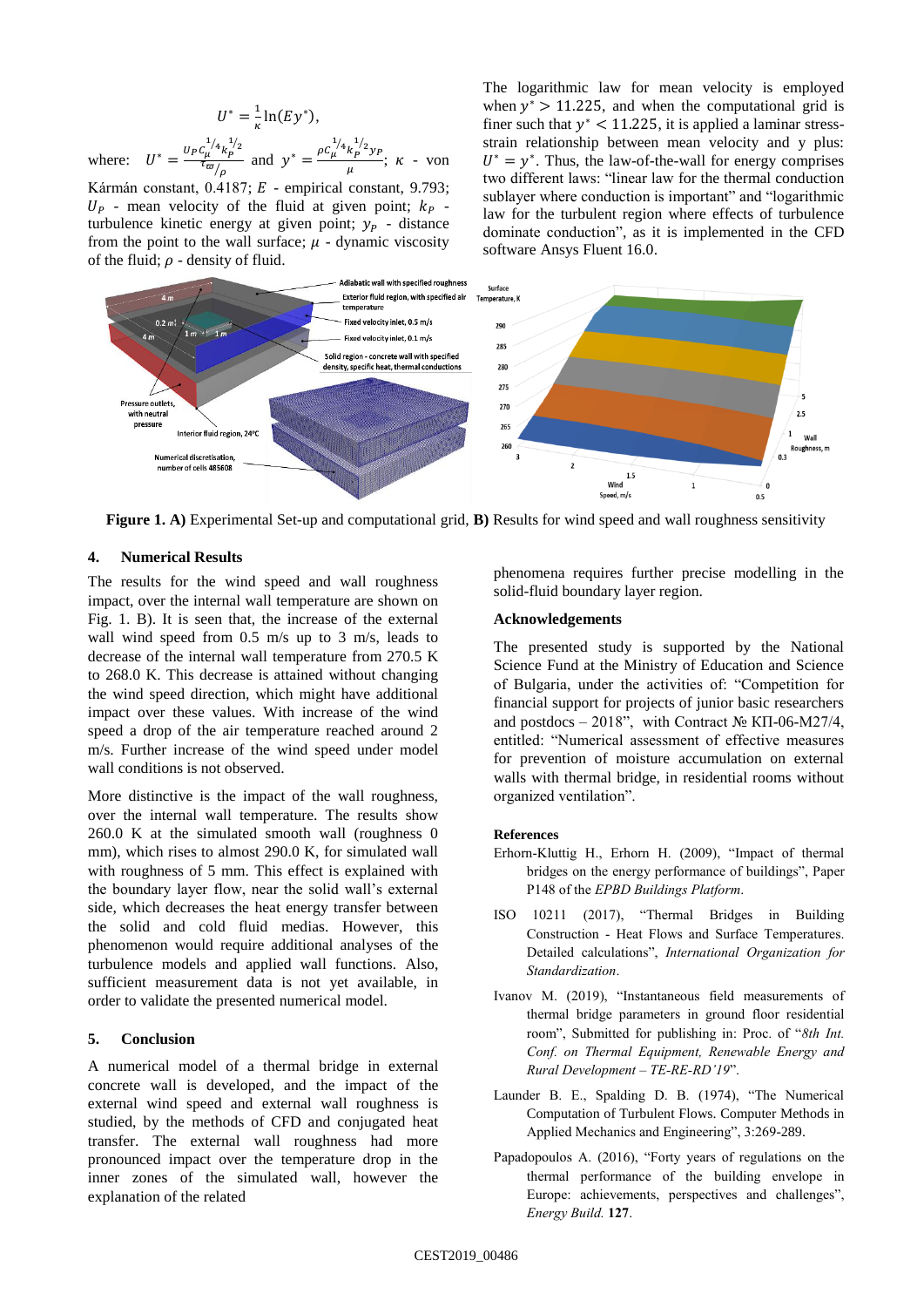$$U^* = \frac{1}{\kappa}\ln(Ey^*),$$

where: $U^* = \frac{U_P C_\mu^{1/4} k_P^{1/2}}{\tau_\varpi/\rho}$ and $y^* = \frac{\rho C_\mu^{1/4} k_P^{1/2} y_P}{\mu}$; $\kappa$ - von Kármán constant, 0.4187; $E$ - empirical constant, 9.793; $U_P$ - mean velocity of the fluid at given point; $k_P$ - turbulence kinetic energy at given point; $y_P$ - distance from the point to the wall surface; $\mu$ - dynamic viscosity of the fluid; $\rho$ - density of fluid.

The logarithmic law for mean velocity is employed when $y^* > 11.225$, and when the computational grid is finer such that $y^* < 11.225$, it is applied a laminar stress-strain relationship between mean velocity and y plus: $U^* = y^*$. Thus, the law-of-the-wall for energy comprises two different laws: "linear law for the thermal conduction sublayer where conduction is important" and "logarithmic law for the turbulent region where effects of turbulence dominate conduction", as it is implemented in the CFD software Ansys Fluent 16.0.

Adiabatic wall with specified roughness
Exterior fluid region, with specified air temperature
Fixed velocity inlet, 0.5 m/s
Fixed velocity inlet, 0.1 m/s
Solid region - concrete wall with specified density, specific heat, thermal conductions
Pressure outlets, with neutral pressure
Interior fluid region, 24°C
Numerical discretisation, number of cells 485608
4 m
0.2 m
4 m
1 m
1 m

Surface Temperature, K
290
285
280
275
270
265
260
Wind Speed, m/s
3
2
1.5
1
0.5
Wall Roughness, m
5
2.5
1
0.3
0

**Figure 1. A)** Experimental Set-up and computational grid, **B)** Results for wind speed and wall roughness sensitivity

## 4. Numerical Results

The results for the wind speed and wall roughness impact, over the internal wall temperature are shown on Fig. 1. B). It is seen that, the increase of the external wall wind speed from 0.5 m/s up to 3 m/s, leads to decrease of the internal wall temperature from 270.5 K to 268.0 K. This decrease is attained without changing the wind speed direction, which might have additional impact over these values. With increase of the wind speed a drop of the air temperature reached around 2 m/s. Further increase of the wind speed under model wall conditions is not observed.

More distinctive is the impact of the wall roughness, over the internal wall temperature. The results show 260.0 K at the simulated smooth wall (roughness 0 mm), which rises to almost 290.0 K, for simulated wall with roughness of 5 mm. This effect is explained with the boundary layer flow, near the solid wall's external side, which decreases the heat energy transfer between the solid and cold fluid medias. However, this phenomenon would require additional analyses of the turbulence models and applied wall functions. Also, sufficient measurement data is not yet available, in order to validate the presented numerical model.

## 5. Conclusion

A numerical model of a thermal bridge in external concrete wall is developed, and the impact of the external wind speed and external wall roughness is studied, by the methods of CFD and conjugated heat transfer. The external wall roughness had more pronounced impact over the temperature drop in the inner zones of the simulated wall, however the explanation of the related phenomena requires further precise modelling in the solid-fluid boundary layer region.

### Acknowledgements

The presented study is supported by the National Science Fund at the Ministry of Education and Science of Bulgaria, under the activities of: "Competition for financial support for projects of junior basic researchers and postdocs – 2018", with Contract № КП-06-М27/4, entitled: "Numerical assessment of effective measures for prevention of moisture accumulation on external walls with thermal bridge, in residential rooms without organized ventilation".

### References

Erhorn-Kluttig H., Erhorn H. (2009), "Impact of thermal bridges on the energy performance of buildings", Paper P148 of the *EPBD Buildings Platform*.

ISO 10211 (2017), "Thermal Bridges in Building Construction - Heat Flows and Surface Temperatures. Detailed calculations", *International Organization for Standardization*.

Ivanov M. (2019), "Instantaneous field measurements of thermal bridge parameters in ground floor residential room", Submitted for publishing in: Proc. of "*8th Int. Conf. on Thermal Equipment, Renewable Energy and Rural Development – TE-RE-RD'19*".

Launder B. E., Spalding D. B. (1974), "The Numerical Computation of Turbulent Flows. Computer Methods in Applied Mechanics and Engineering", 3:269-289.

Papadopoulos A. (2016), "Forty years of regulations on the thermal performance of the building envelope in Europe: achievements, perspectives and challenges", *Energy Build.* **127**.